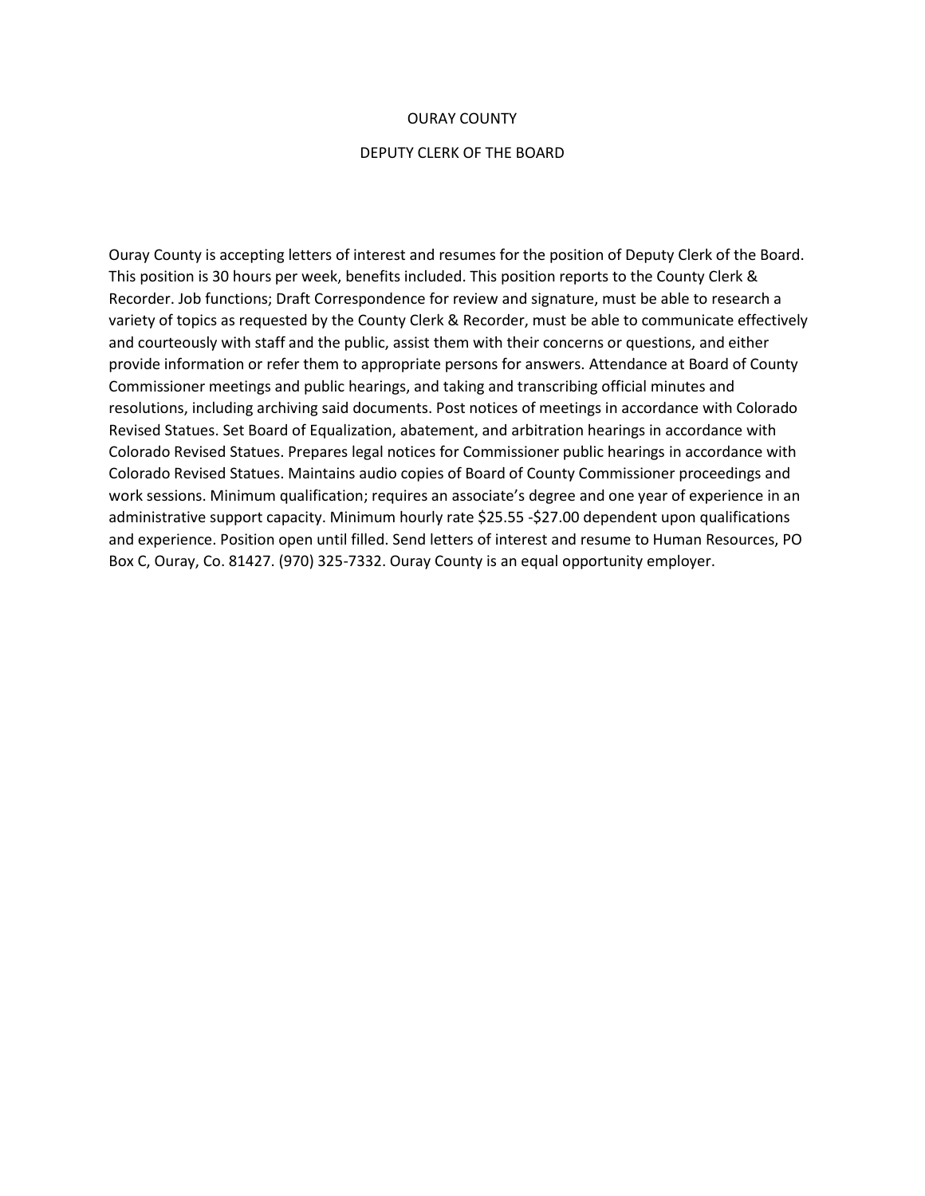# OURAY COUNTY

## DEPUTY CLERK OF THE BOARD

Ouray County is accepting letters of interest and resumes for the position of Deputy Clerk of the Board. This position is 30 hours per week, benefits included. This position reports to the County Clerk & Recorder. Job functions; Draft Correspondence for review and signature, must be able to research a variety of topics as requested by the County Clerk & Recorder, must be able to communicate effectively and courteously with staff and the public, assist them with their concerns or questions, and either provide information or refer them to appropriate persons for answers. Attendance at Board of County Commissioner meetings and public hearings, and taking and transcribing official minutes and resolutions, including archiving said documents. Post notices of meetings in accordance with Colorado Revised Statues. Set Board of Equalization, abatement, and arbitration hearings in accordance with Colorado Revised Statues. Prepares legal notices for Commissioner public hearings in accordance with Colorado Revised Statues. Maintains audio copies of Board of County Commissioner proceedings and work sessions. Minimum qualification; requires an associate's degree and one year of experience in an administrative support capacity. Minimum hourly rate $25.55 -$27.00 dependent upon qualifications and experience. Position open until filled. Send letters of interest and resume to Human Resources, PO Box C, Ouray, Co. 81427. (970) 325-7332. Ouray County is an equal opportunity employer.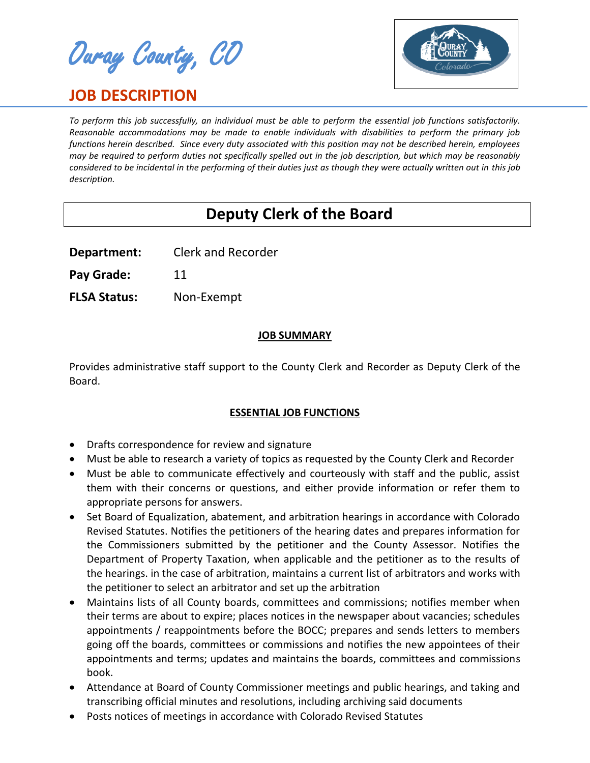Ouray County, CO

# JOB DESCRIPTION

*To perform this job successfully, an individual must be able to perform the essential job functions satisfactorily. Reasonable accommodations may be made to enable individuals with disabilities to perform the primary job functions herein described. Since every duty associated with this position may not be described herein, employees may be required to perform duties not specifically spelled out in the job description, but which may be reasonably considered to be incidental in the performing of their duties just as though they were actually written out in this job description.*

## Deputy Clerk of the Board

**Department:** Clerk and Recorder

**Pay Grade:** 11

**FLSA Status:** Non-Exempt

### JOB SUMMARY

Provides administrative staff support to the County Clerk and Recorder as Deputy Clerk of the Board.

### ESSENTIAL JOB FUNCTIONS

- Drafts correspondence for review and signature
- Must be able to research a variety of topics as requested by the County Clerk and Recorder
- Must be able to communicate effectively and courteously with staff and the public, assist them with their concerns or questions, and either provide information or refer them to appropriate persons for answers.
- Set Board of Equalization, abatement, and arbitration hearings in accordance with Colorado Revised Statutes. Notifies the petitioners of the hearing dates and prepares information for the Commissioners submitted by the petitioner and the County Assessor. Notifies the Department of Property Taxation, when applicable and the petitioner as to the results of the hearings. in the case of arbitration, maintains a current list of arbitrators and works with the petitioner to select an arbitrator and set up the arbitration
- Maintains lists of all County boards, committees and commissions; notifies member when their terms are about to expire; places notices in the newspaper about vacancies; schedules appointments / reappointments before the BOCC; prepares and sends letters to members going off the boards, committees or commissions and notifies the new appointees of their appointments and terms; updates and maintains the boards, committees and commissions book.
- Attendance at Board of County Commissioner meetings and public hearings, and taking and transcribing official minutes and resolutions, including archiving said documents
- Posts notices of meetings in accordance with Colorado Revised Statutes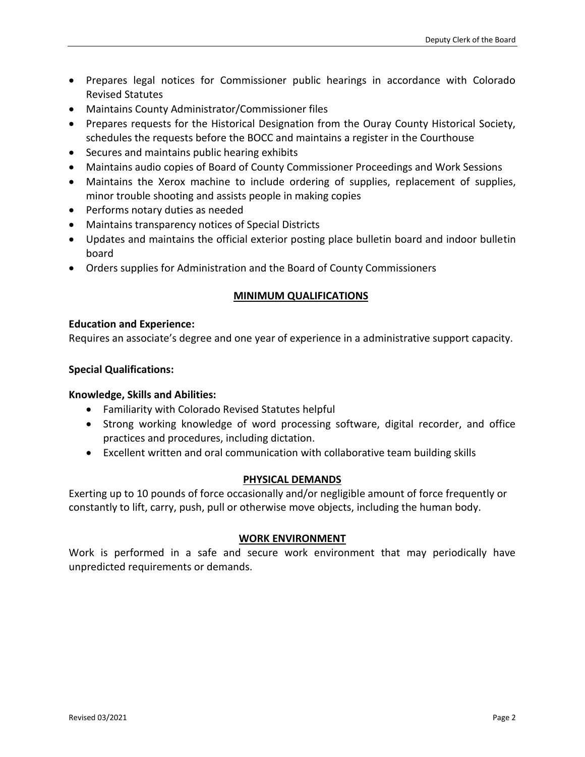- Prepares legal notices for Commissioner public hearings in accordance with Colorado Revised Statutes
- Maintains County Administrator/Commissioner files
- Prepares requests for the Historical Designation from the Ouray County Historical Society, schedules the requests before the BOCC and maintains a register in the Courthouse
- Secures and maintains public hearing exhibits
- Maintains audio copies of Board of County Commissioner Proceedings and Work Sessions
- Maintains the Xerox machine to include ordering of supplies, replacement of supplies, minor trouble shooting and assists people in making copies
- Performs notary duties as needed
- Maintains transparency notices of Special Districts
- Updates and maintains the official exterior posting place bulletin board and indoor bulletin board
- Orders supplies for Administration and the Board of County Commissioners

## MINIMUM QUALIFICATIONS

**Education and Experience:**
Requires an associate's degree and one year of experience in a administrative support capacity.

**Special Qualifications:**

**Knowledge, Skills and Abilities:**

- Familiarity with Colorado Revised Statutes helpful
- Strong working knowledge of word processing software, digital recorder, and office practices and procedures, including dictation.
- Excellent written and oral communication with collaborative team building skills

## PHYSICAL DEMANDS

Exerting up to 10 pounds of force occasionally and/or negligible amount of force frequently or constantly to lift, carry, push, pull or otherwise move objects, including the human body.

## WORK ENVIRONMENT

Work is performed in a safe and secure work environment that may periodically have unpredicted requirements or demands.